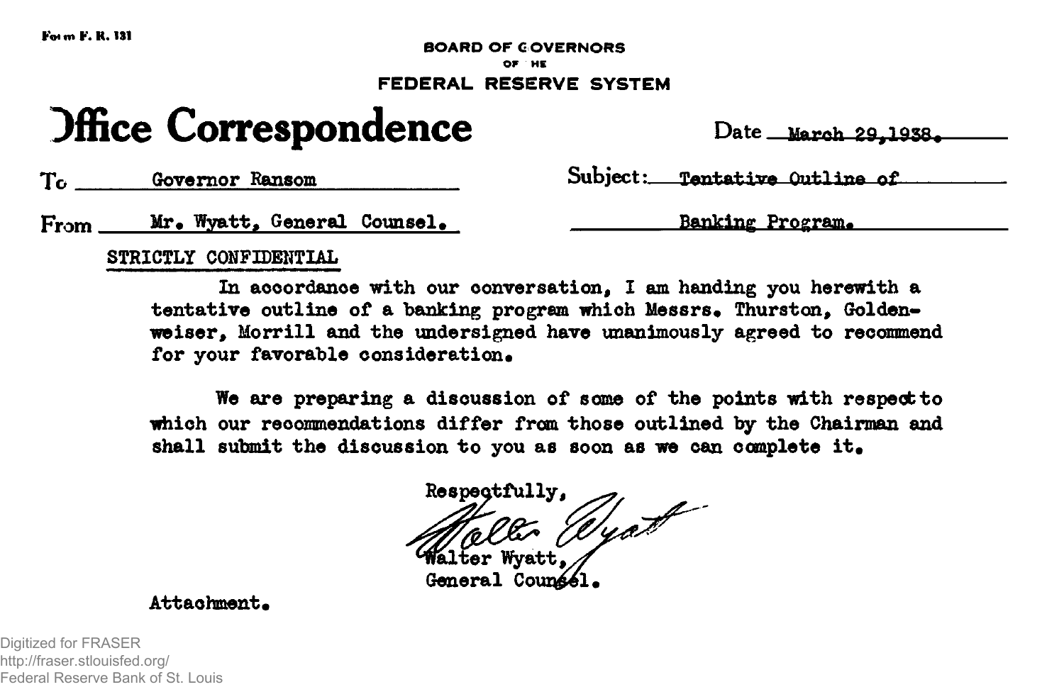Form F. R. 131

BOARD OF GOVERNORS
OF THE
FEDERAL RESERVE SYSTEM

# Office Correspondence

Date March 29, 1938.

To Governor Ransom

From Mr. Wyatt, General Counsel.

Subject: Tentative Outline of Banking Program.

STRICTLY CONFIDENTIAL

In accordance with our conversation, I am handing you herewith a tentative outline of a banking program which Messrs. Thurston, Goldenweiser, Morrill and the undersigned have unanimously agreed to recommend for your favorable consideration.

We are preparing a discussion of some of the points with respect to which our recommendations differ from those outlined by the Chairman and shall submit the discussion to you as soon as we can complete it.

Respectfully,

Walter Wyatt,
General Counsel.

Attachment.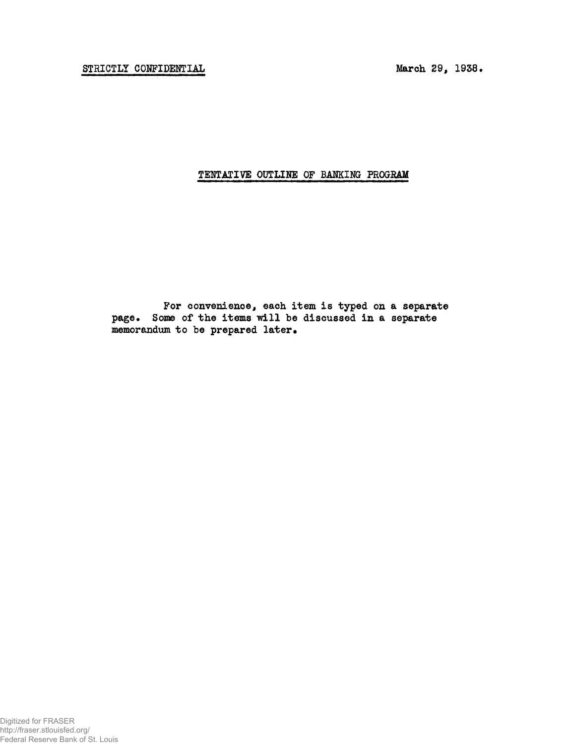STRICTLY CONFIDENTIAL

March 29, 1938.

# TENTATIVE OUTLINE OF BANKING PROGRAM

For convenience, each item is typed on a separate page. Some of the items will be discussed in a separate memorandum to be prepared later.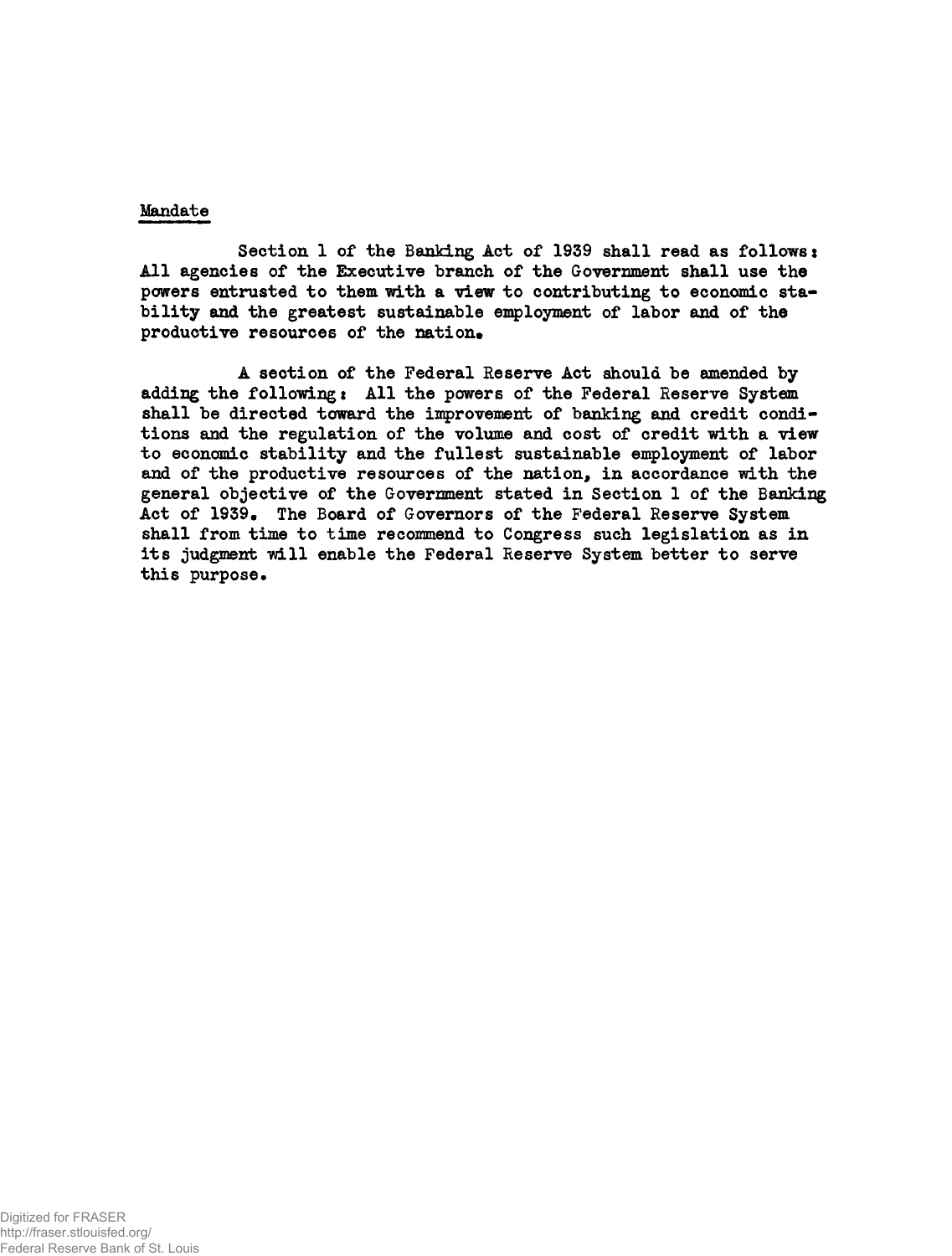<u>Mandate</u>

Section 1 of the Banking Act of 1939 shall read as follows: All agencies of the Executive branch of the Government shall use the powers entrusted to them with a view to contributing to economic stability and the greatest sustainable employment of labor and of the productive resources of the nation.

A section of the Federal Reserve Act should be amended by adding the following: All the powers of the Federal Reserve System shall be directed toward the improvement of banking and credit conditions and the regulation of the volume and cost of credit with a view to economic stability and the fullest sustainable employment of labor and of the productive resources of the nation, in accordance with the general objective of the Government stated in Section 1 of the Banking Act of 1939. The Board of Governors of the Federal Reserve System shall from time to time recommend to Congress such legislation as in its judgment will enable the Federal Reserve System better to serve this purpose.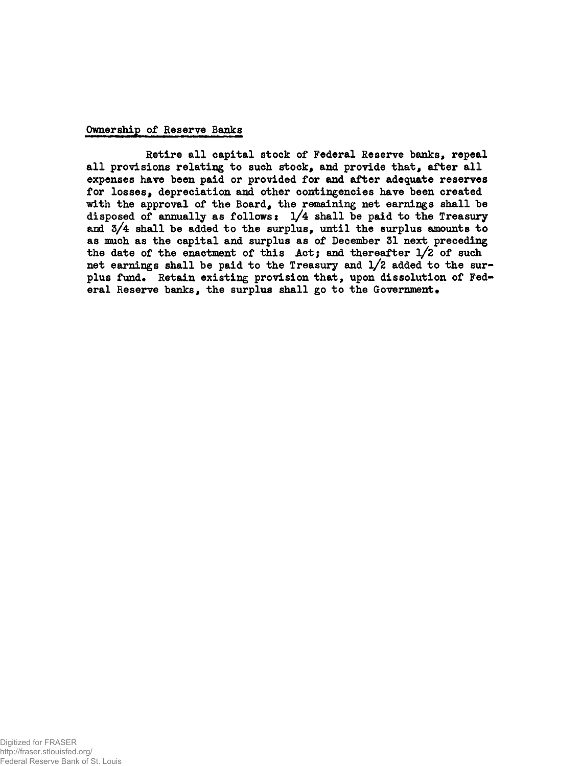## Ownership of Reserve Banks

Retire all capital stock of Federal Reserve banks, repeal all provisions relating to such stock, and provide that, after all expenses have been paid or provided for and after adequate reserves for losses, depreciation and other contingencies have been created with the approval of the Board, the remaining net earnings shall be disposed of annually as follows: 1/4 shall be paid to the Treasury and 3/4 shall be added to the surplus, until the surplus amounts to as much as the capital and surplus as of December 31 next preceding the date of the enactment of this Act; and thereafter 1/2 of such net earnings shall be paid to the Treasury and 1/2 added to the surplus fund. Retain existing provision that, upon dissolution of Federal Reserve banks, the surplus shall go to the Government.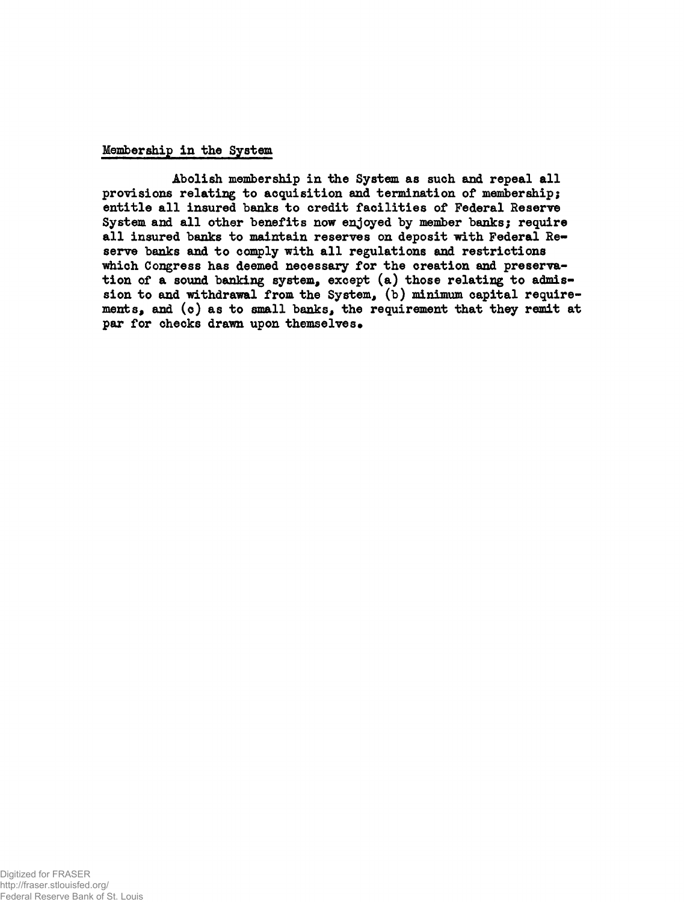## Membership in the System

Abolish membership in the System as such and repeal all provisions relating to acquisition and termination of membership; entitle all insured banks to credit facilities of Federal Reserve System and all other benefits now enjoyed by member banks; require all insured banks to maintain reserves on deposit with Federal Reserve banks and to comply with all regulations and restrictions which Congress has deemed necessary for the creation and preservation of a sound banking system, except (a) those relating to admission to and withdrawal from the System, (b) minimum capital requirements, and (c) as to small banks, the requirement that they remit at par for checks drawn upon themselves.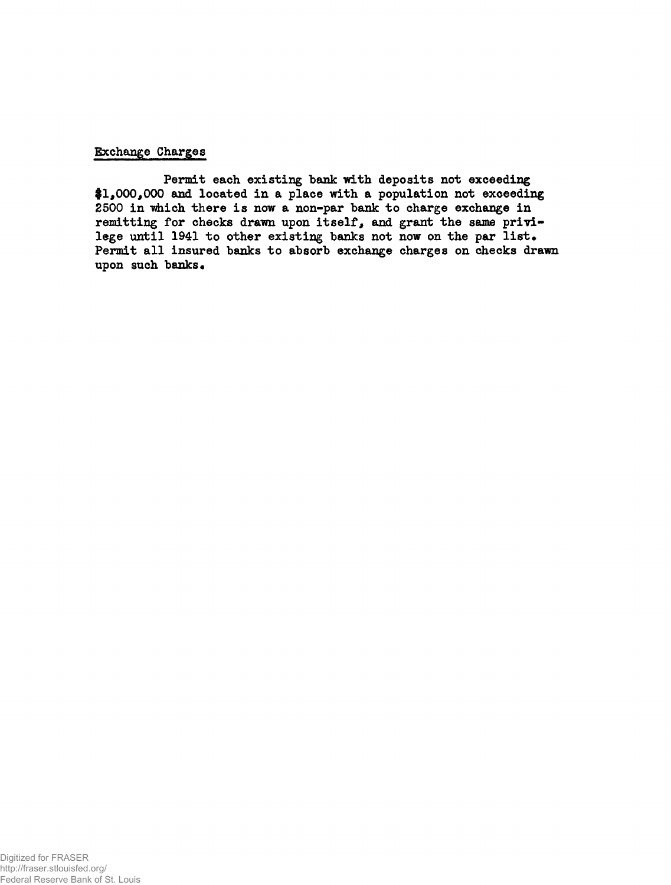## Exchange Charges

Permit each existing bank with deposits not exceeding $1,000,000 and located in a place with a population not exceeding 2500 in which there is now a non-par bank to charge exchange in remitting for checks drawn upon itself, and grant the same privilege until 1941 to other existing banks not now on the par list. Permit all insured banks to absorb exchange charges on checks drawn upon such banks.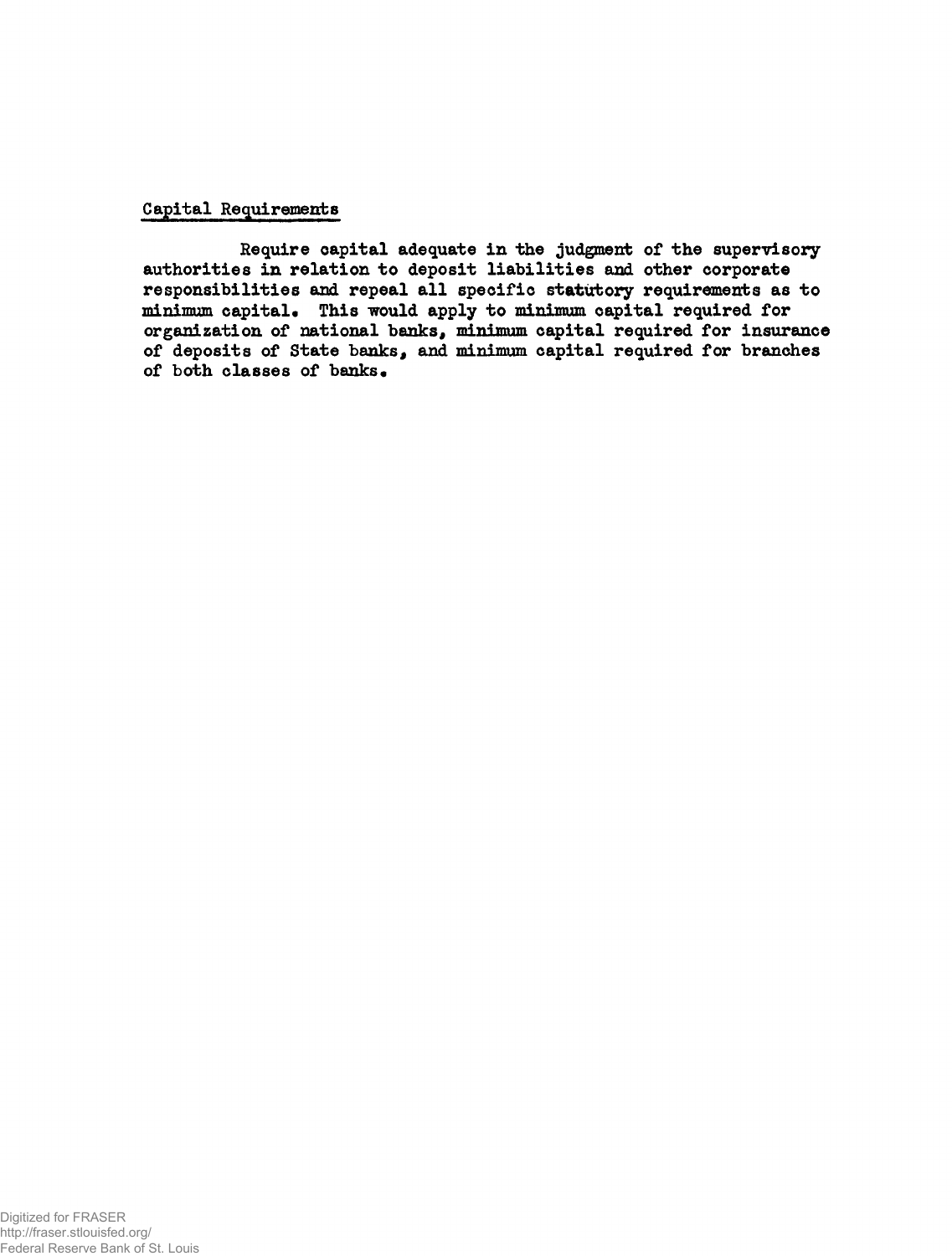## Capital Requirements

Require capital adequate in the judgment of the supervisory authorities in relation to deposit liabilities and other corporate responsibilities and repeal all specific statutory requirements as to minimum capital. This would apply to minimum capital required for organization of national banks, minimum capital required for insurance of deposits of State banks, and minimum capital required for branches of both classes of banks.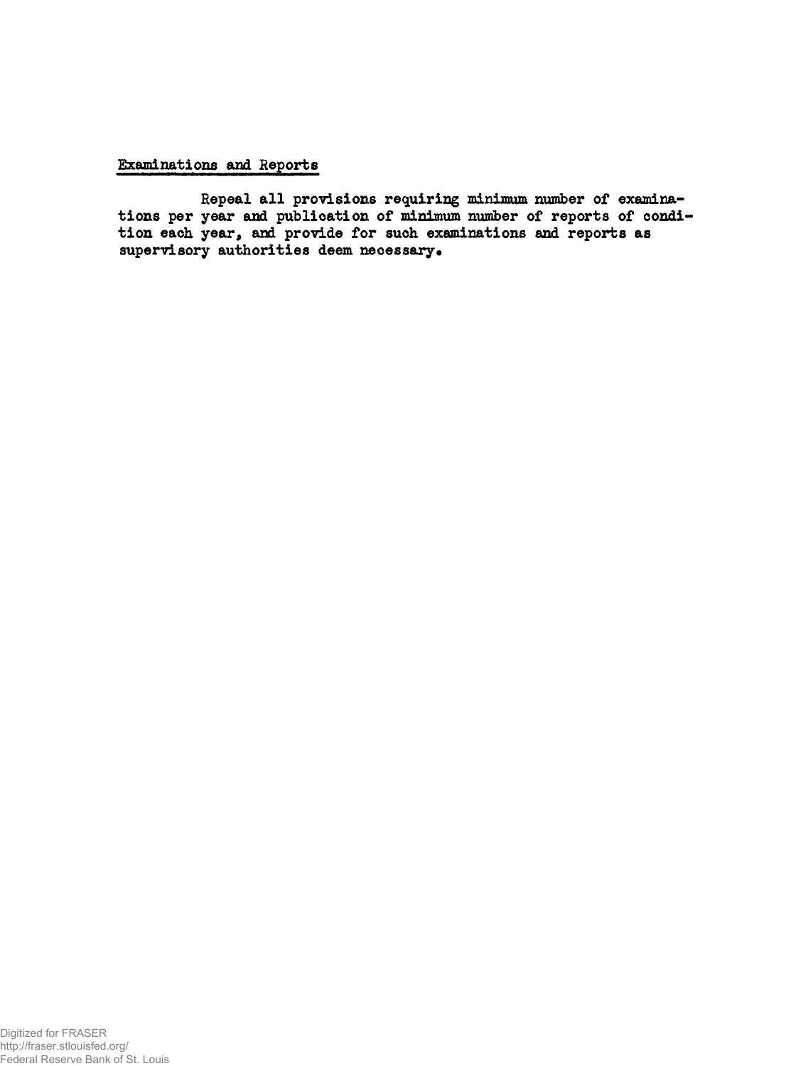## Examinations and Reports

Repeal all provisions requiring minimum number of examinations per year and publication of minimum number of reports of condition each year, and provide for such examinations and reports as supervisory authorities deem necessary.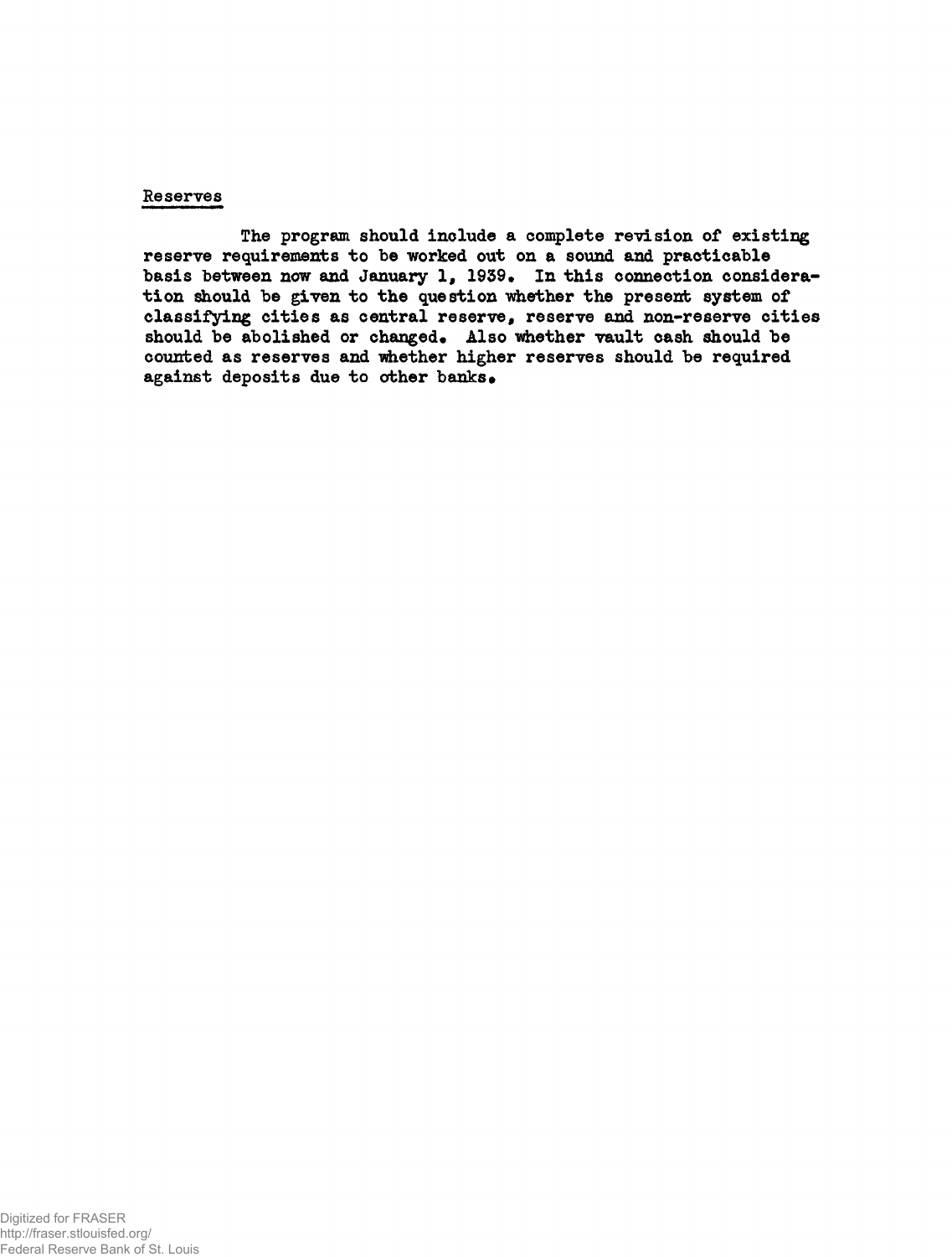## Reserves

The program should include a complete revision of existing reserve requirements to be worked out on a sound and practicable basis between now and January 1, 1939. In this connection consideration should be given to the question whether the present system of classifying cities as central reserve, reserve and non-reserve cities should be abolished or changed. Also whether vault cash should be counted as reserves and whether higher reserves should be required against deposits due to other banks.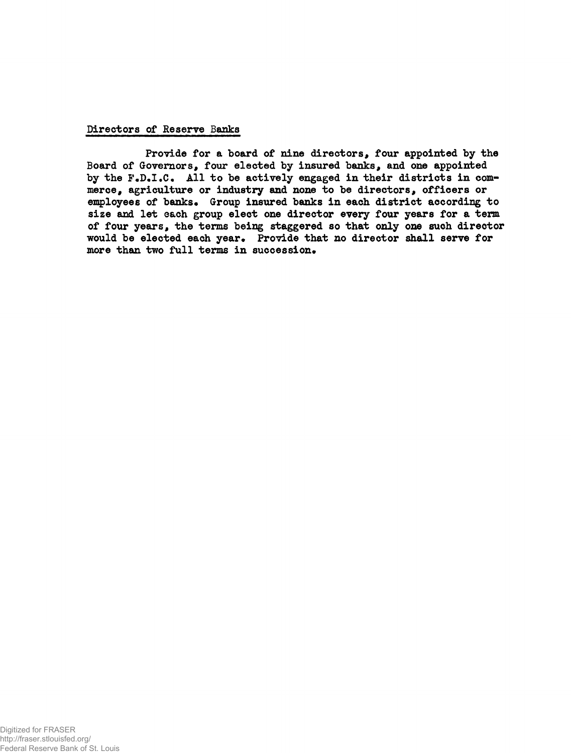## Directors of Reserve Banks

Provide for a board of nine directors, four appointed by the Board of Governors, four elected by insured banks, and one appointed by the F.D.I.C. All to be actively engaged in their districts in commerce, agriculture or industry and none to be directors, officers or employees of banks. Group insured banks in each district according to size and let each group elect one director every four years for a term of four years, the terms being staggered so that only one such director would be elected each year. Provide that no director shall serve for more than two full terms in succession.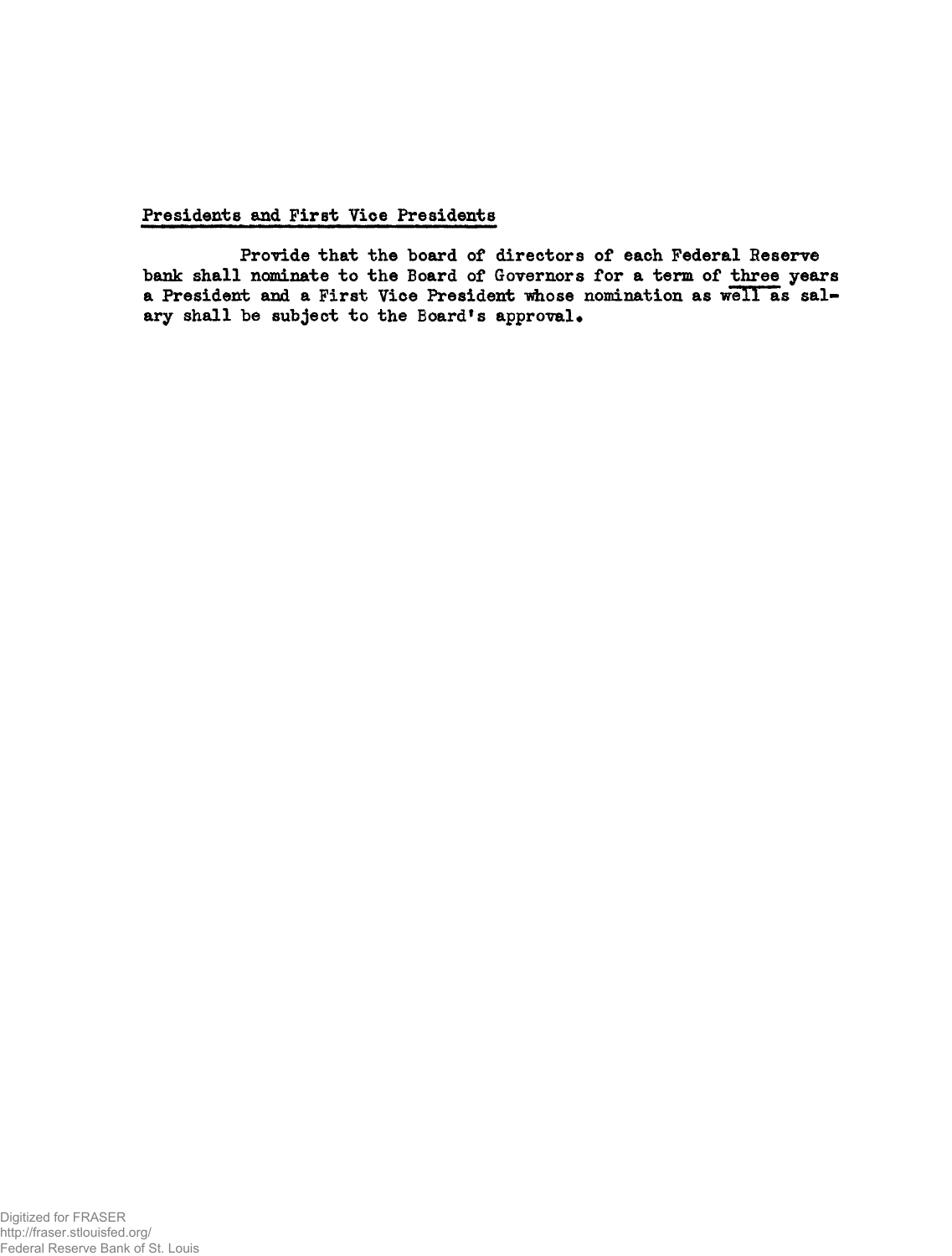## Presidents and First Vice Presidents

Provide that the board of directors of each Federal Reserve bank shall nominate to the Board of Governors for a term of three years a President and a First Vice President whose nomination as well as salary shall be subject to the Board's approval.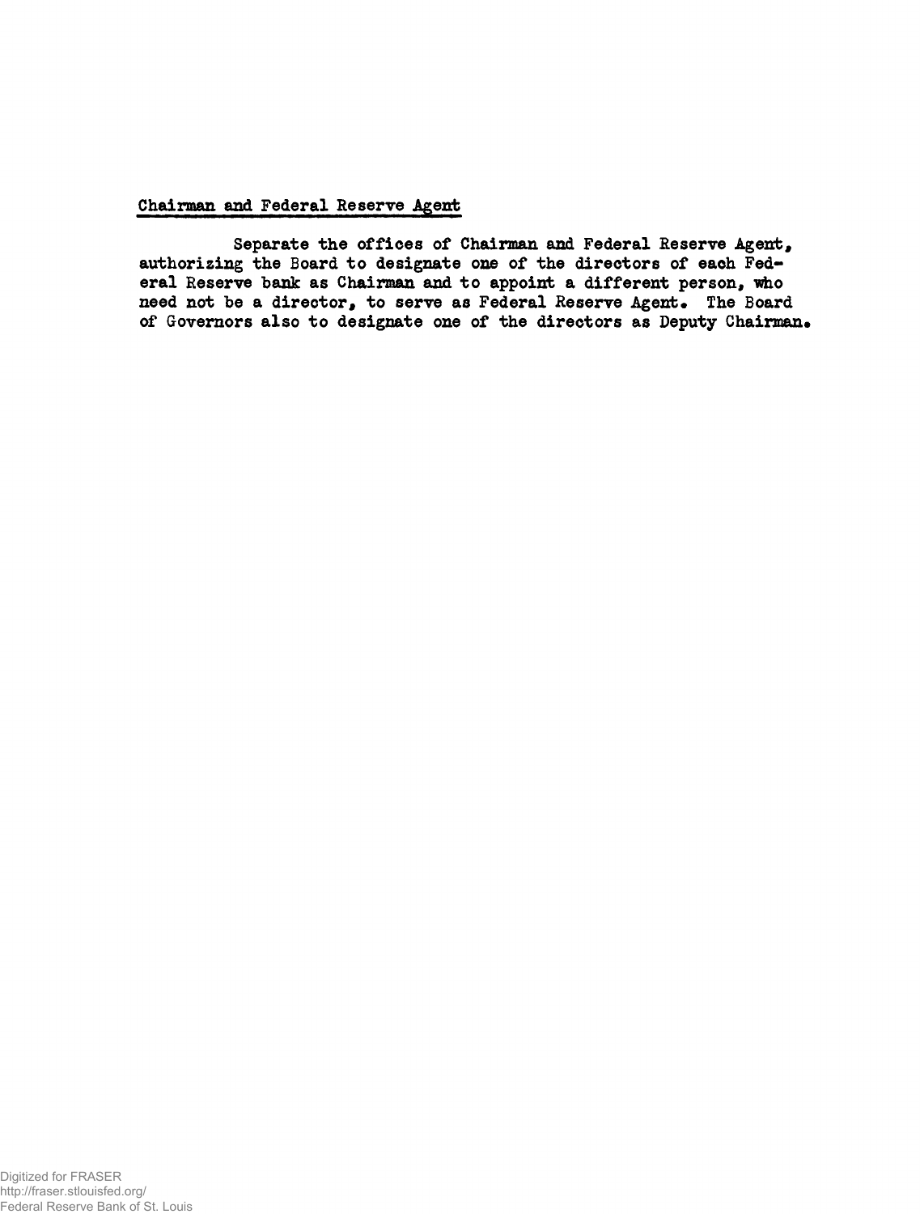## Chairman and Federal Reserve Agent

Separate the offices of Chairman and Federal Reserve Agent, authorizing the Board to designate one of the directors of each Federal Reserve bank as Chairman and to appoint a different person, who need not be a director, to serve as Federal Reserve Agent. The Board of Governors also to designate one of the directors as Deputy Chairman.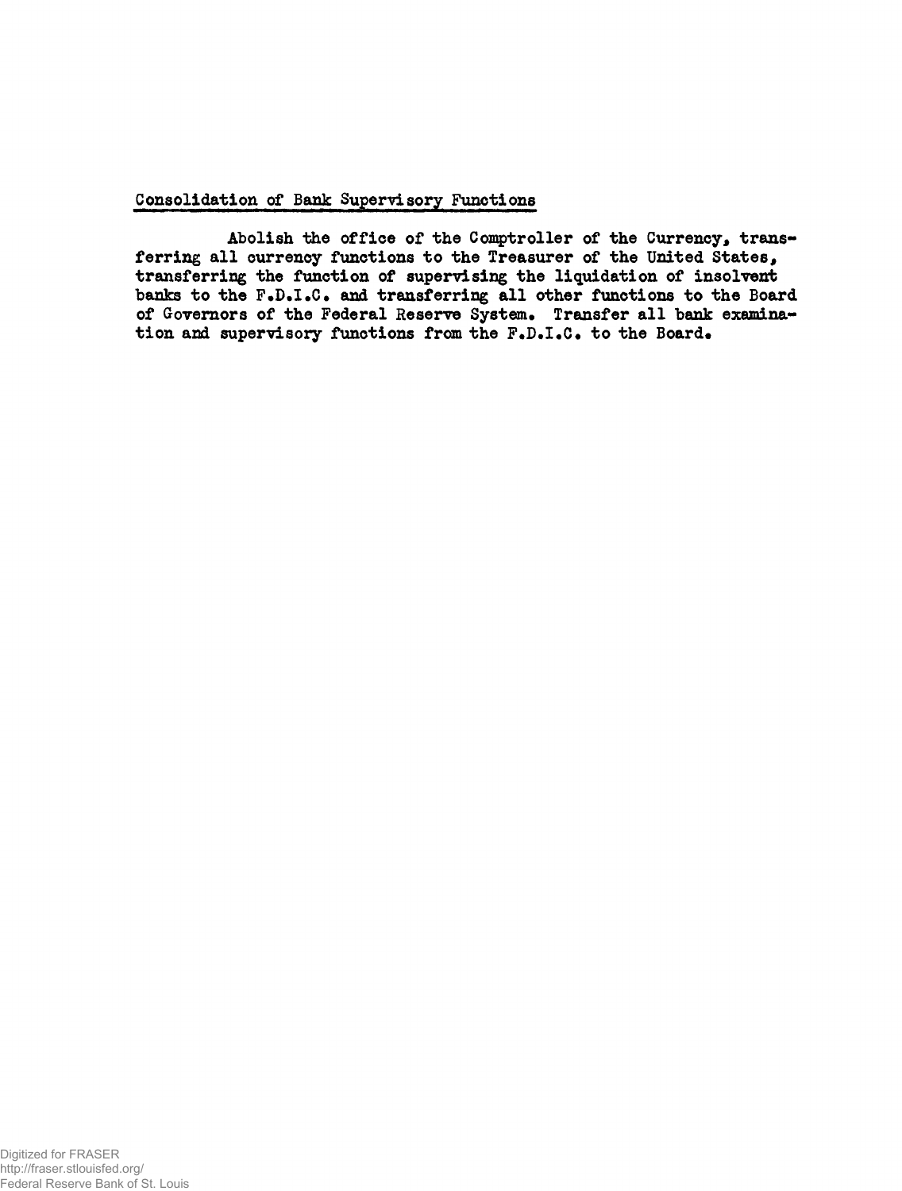## Consolidation of Bank Supervisory Functions

Abolish the office of the Comptroller of the Currency, transferring all currency functions to the Treasurer of the United States, transferring the function of supervising the liquidation of insolvent banks to the F.D.I.C. and transferring all other functions to the Board of Governors of the Federal Reserve System. Transfer all bank examination and supervisory functions from the F.D.I.C. to the Board.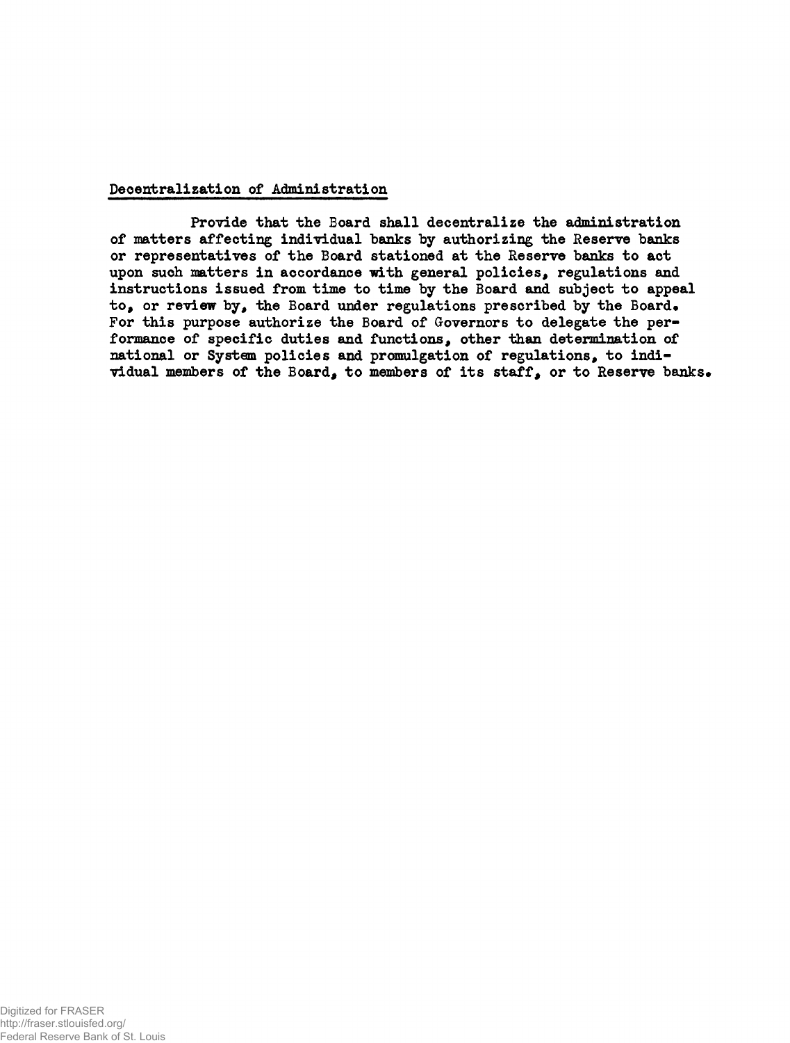## Decentralization of Administration

Provide that the Board shall decentralize the administration of matters affecting individual banks by authorizing the Reserve banks or representatives of the Board stationed at the Reserve banks to act upon such matters in accordance with general policies, regulations and instructions issued from time to time by the Board and subject to appeal to, or review by, the Board under regulations prescribed by the Board. For this purpose authorize the Board of Governors to delegate the performance of specific duties and functions, other than determination of national or System policies and promulgation of regulations, to individual members of the Board, to members of its staff, or to Reserve banks.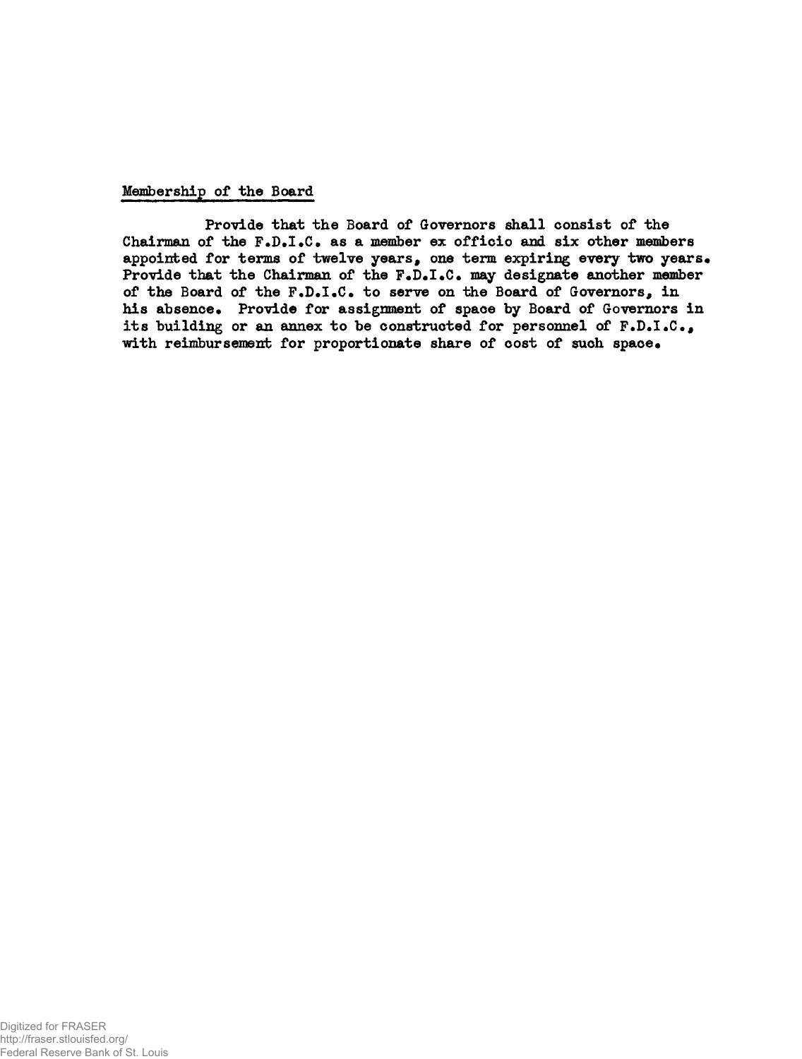Membership of the Board

Provide that the Board of Governors shall consist of the Chairman of the F.D.I.C. as a member ex officio and six other members appointed for terms of twelve years, one term expiring every two years. Provide that the Chairman of the F.D.I.C. may designate another member of the Board of the F.D.I.C. to serve on the Board of Governors, in his absence. Provide for assignment of space by Board of Governors in its building or an annex to be constructed for personnel of F.D.I.C., with reimbursement for proportionate share of cost of such space.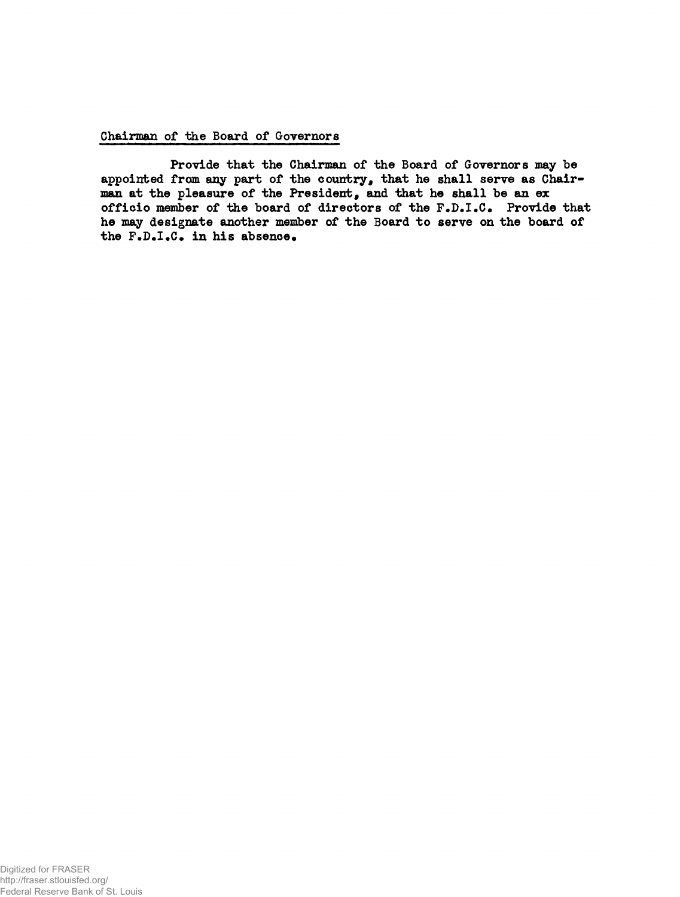## Chairman of the Board of Governors

Provide that the Chairman of the Board of Governors may be appointed from any part of the country, that he shall serve as Chairman at the pleasure of the President, and that he shall be an ex officio member of the board of directors of the F.D.I.C. Provide that he may designate another member of the Board to serve on the board of the F.D.I.C. in his absence.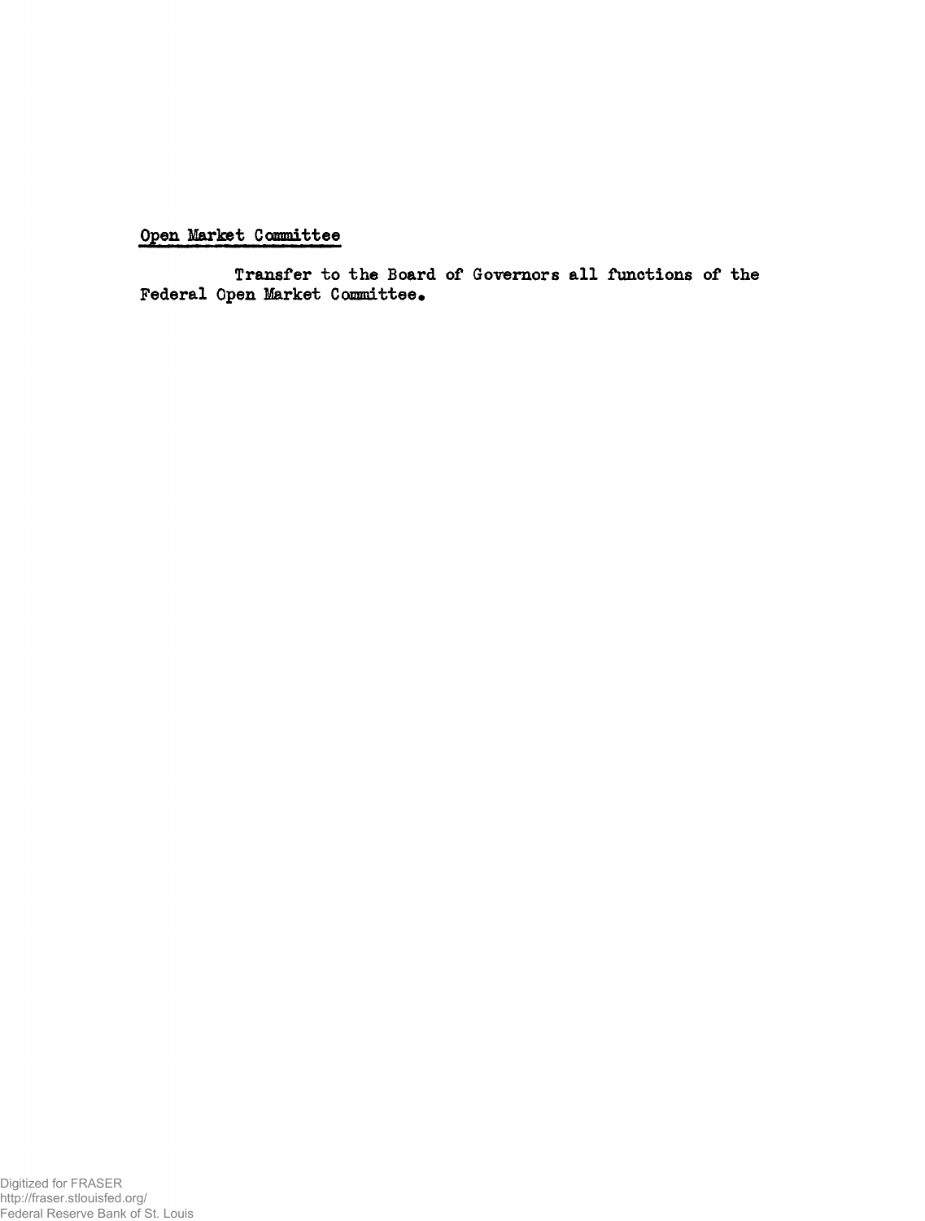<u>Open Market Committee</u>

Transfer to the Board of Governors all functions of the Federal Open Market Committee.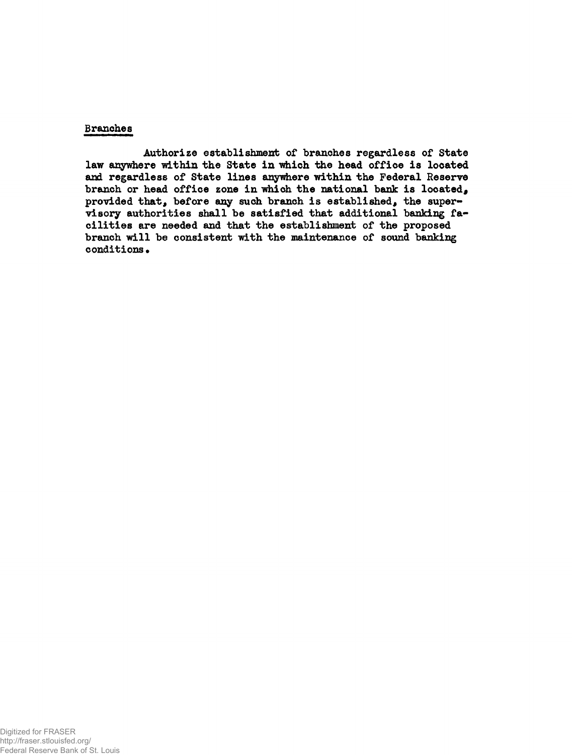## Branches

Authorize establishment of branches regardless of State law anywhere within the State in which the head office is located and regardless of State lines anywhere within the Federal Reserve branch or head office zone in which the national bank is located, provided that, before any such branch is established, the supervisory authorities shall be satisfied that additional banking facilities are needed and that the establishment of the proposed branch will be consistent with the maintenance of sound banking conditions.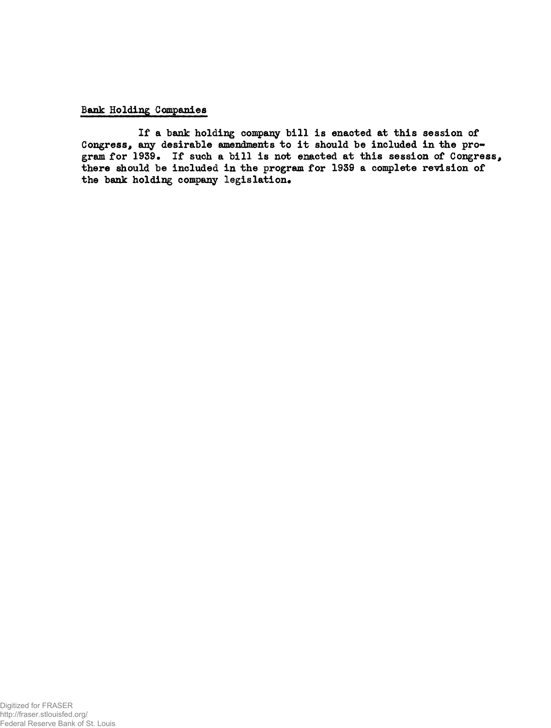## Bank Holding Companies

If a bank holding company bill is enacted at this session of Congress, any desirable amendments to it should be included in the program for 1939. If such a bill is not enacted at this session of Congress, there should be included in the program for 1939 a complete revision of the bank holding company legislation.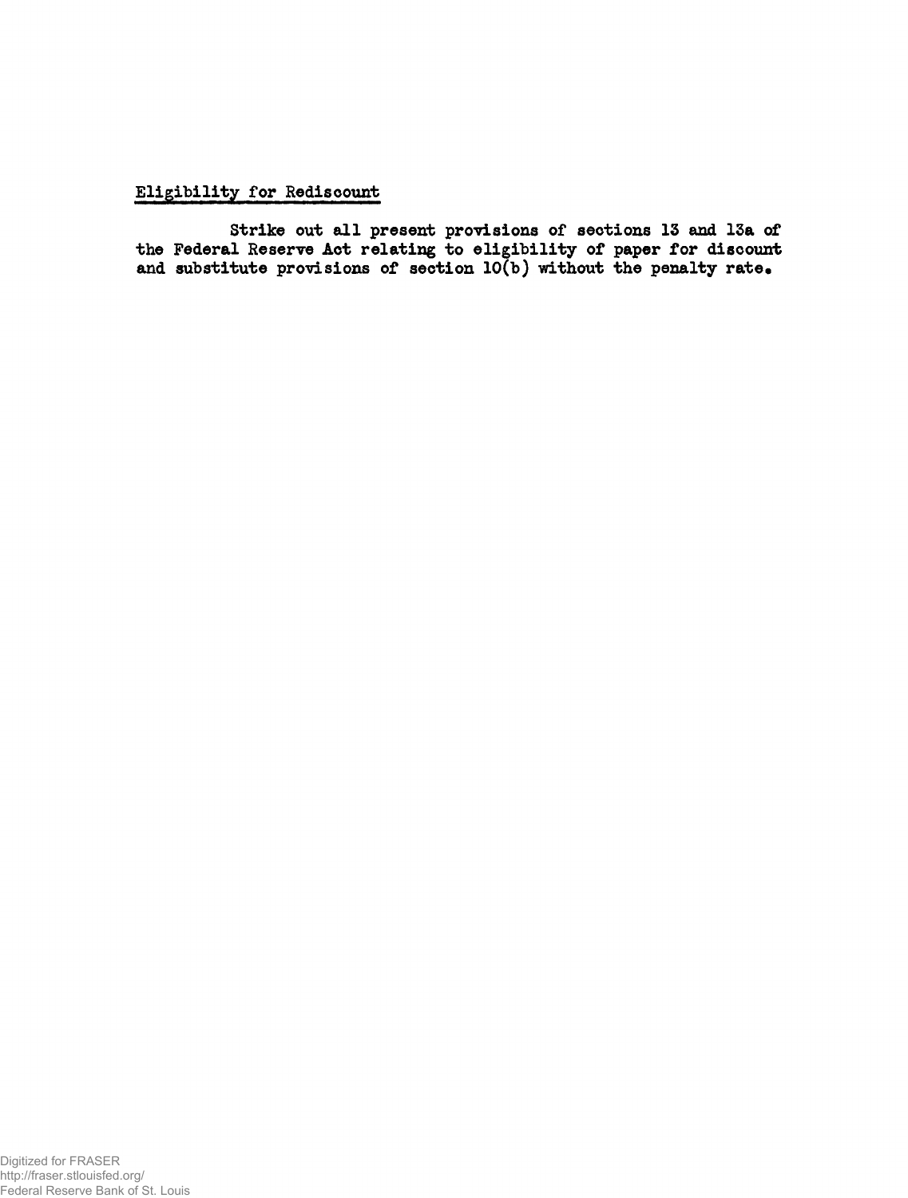## Eligibility for Rediscount

Strike out all present provisions of sections 13 and 13a of the Federal Reserve Act relating to eligibility of paper for discount and substitute provisions of section 10(b) without the penalty rate.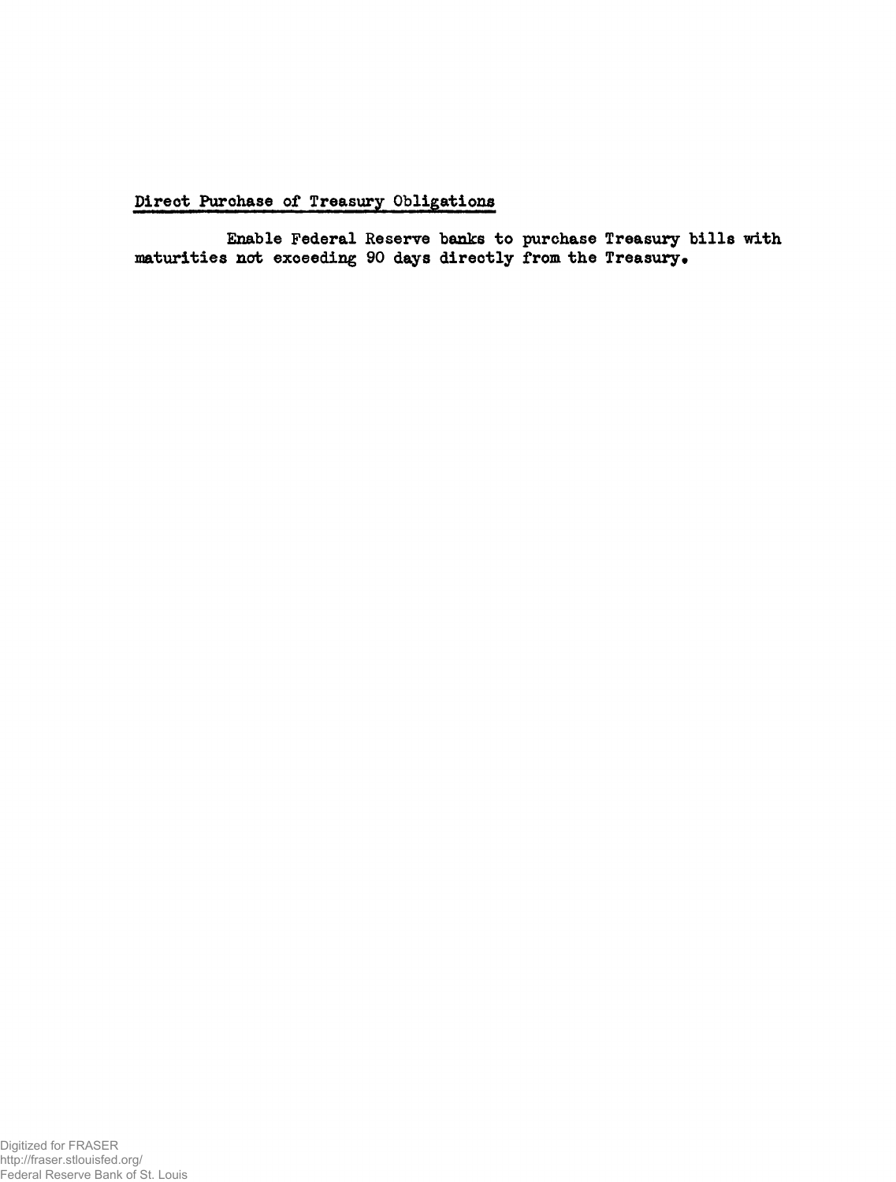Direct Purchase of Treasury Obligations

Enable Federal Reserve banks to purchase Treasury bills with maturities not exceeding 90 days directly from the Treasury.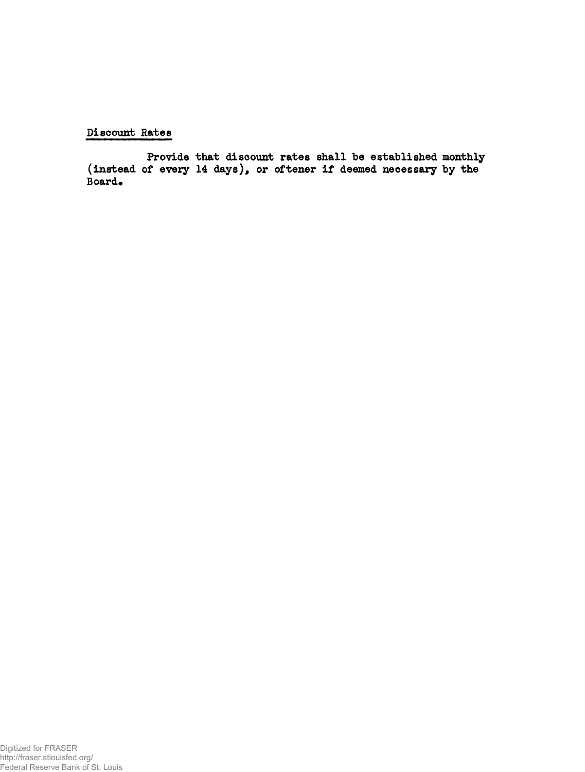<u>Discount Rates</u>

Provide that discount rates shall be established monthly (instead of every 14 days), or oftener if deemed necessary by the Board.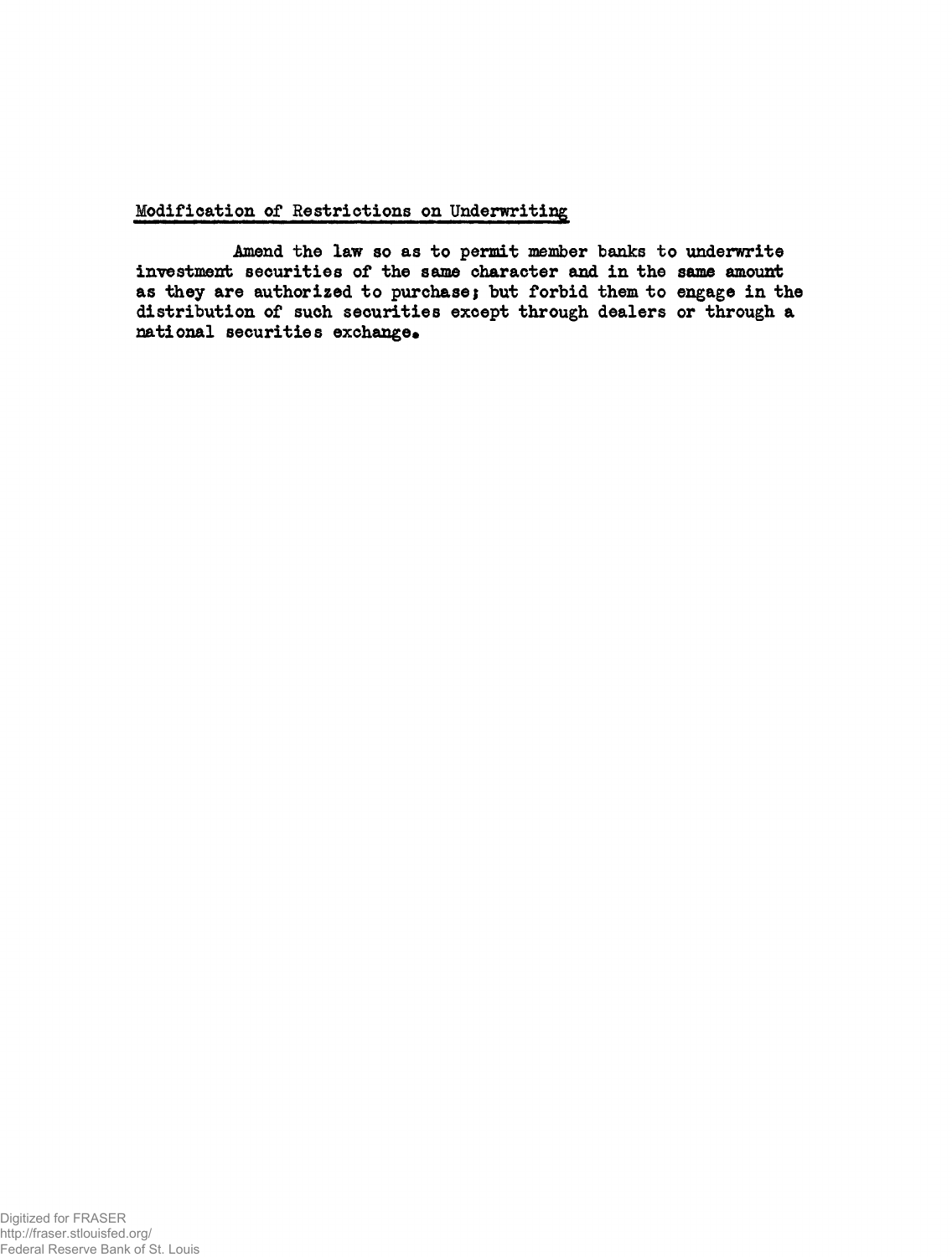## Modification of Restrictions on Underwriting

Amend the law so as to permit member banks to underwrite investment securities of the same character and in the same amount as they are authorized to purchase; but forbid them to engage in the distribution of such securities except through dealers or through a national securities exchange.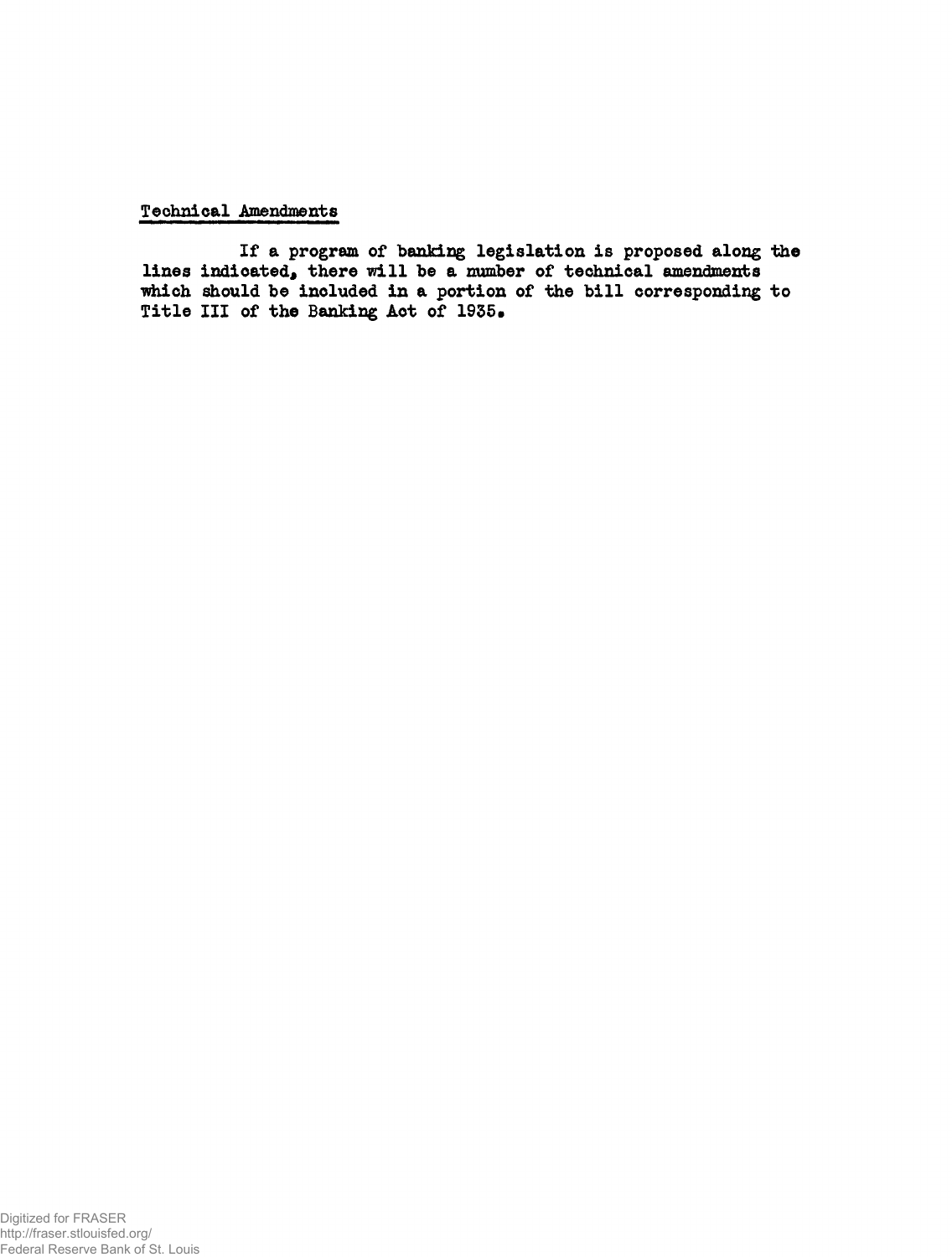## Technical Amendments

If a program of banking legislation is proposed along the lines indicated, there will be a number of technical amendments which should be included in a portion of the bill corresponding to Title III of the Banking Act of 1935.